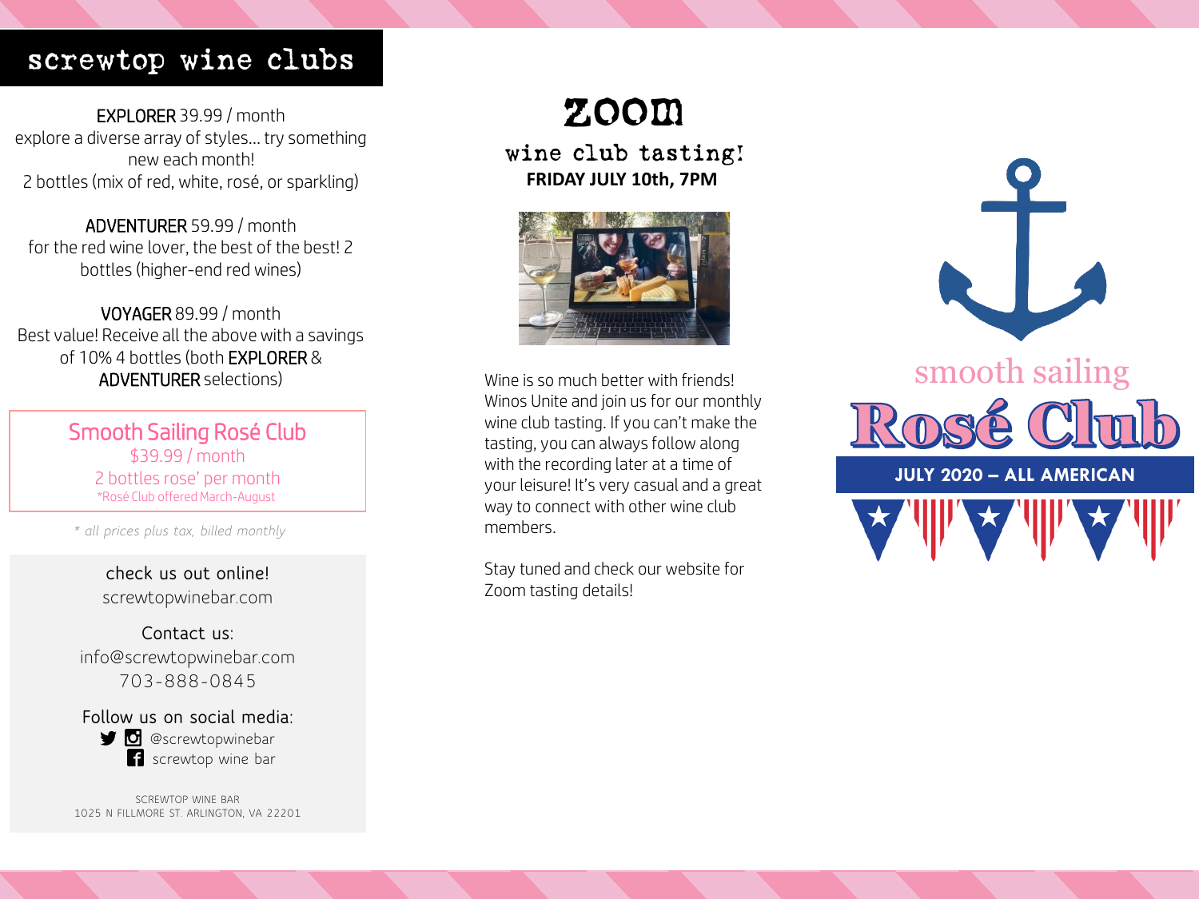# screwtop wine clubs

**EXPLORER** 39.99 / month
explore a diverse array of styles… try something new each month!
2 bottles (mix of red, white, rosé, or sparkling)

**ADVENTURER** 59.99 / month
for the red wine lover, the best of the best! 2 bottles (higher-end red wines)

**VOYAGER** 89.99 / month
Best value! Receive all the above with a savings of 10% 4 bottles (both **EXPLORER** & **ADVENTURER** selections)

## Smooth Sailing Rosé Club

$39.99 / month
2 bottles rose' per month
*Rosé Club offered March-August

*\* all prices plus tax, billed monthly*

check us out online!
screwtopwinebar.com

Contact us:
info@screwtopwinebar.com
703-888-0845

Follow us on social media:
@screwtopwinebar
screwtop wine bar

SCREWTOP WINE BAR
1025 N FILLMORE ST. ARLINGTON, VA 22201

# ZOOM

## wine club tasting!

**FRIDAY JULY 10th, 7PM**

Wine is so much better with friends! Winos Unite and join us for our monthly wine club tasting. If you can't make the tasting, you can always follow along with the recording later at a time of your leisure! It's very casual and a great way to connect with other wine club members.

Stay tuned and check our website for Zoom tasting details!

smooth sailing

# Rosé Club

**JULY 2020 – ALL AMERICAN**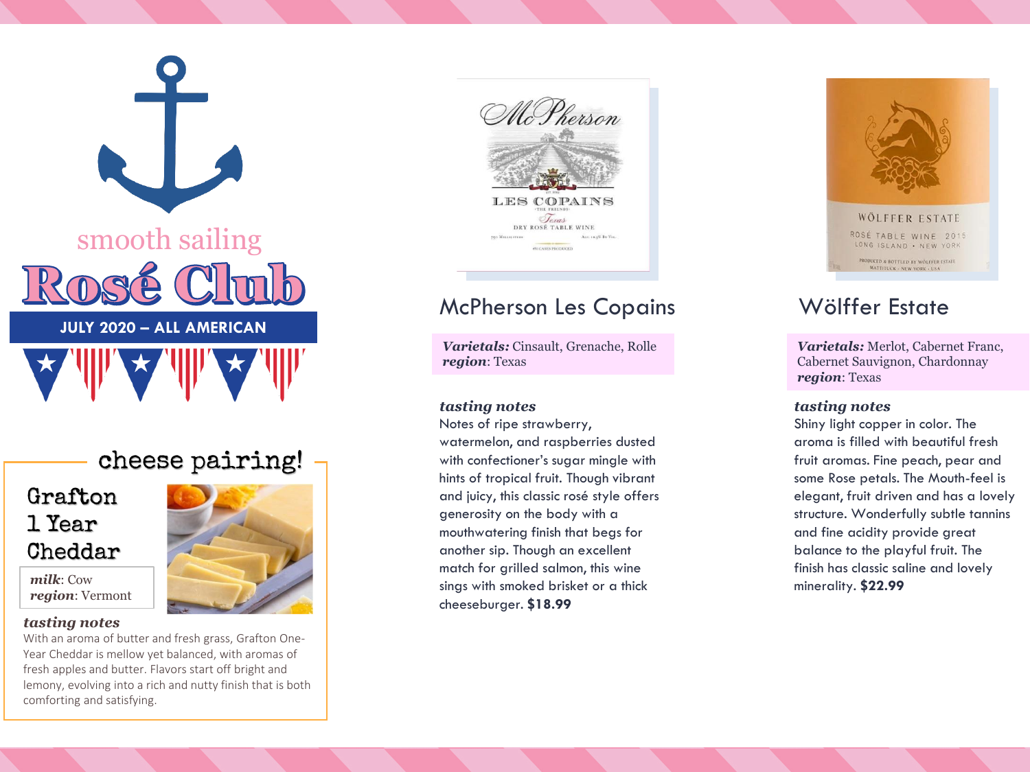smooth sailing

# Rosé Club

**JULY 2020 – ALL AMERICAN**

## cheese pairing!

### Grafton 1 Year Cheddar

***milk***: Cow
***region***: Vermont

***tasting notes***

With an aroma of butter and fresh grass, Grafton One-Year Cheddar is mellow yet balanced, with aromas of fresh apples and butter. Flavors start off bright and lemony, evolving into a rich and nutty finish that is both comforting and satisfying.

## McPherson Les Copains

***Varietals:*** Cinsault, Grenache, Rolle
***region***: Texas

***tasting notes***

Notes of ripe strawberry, watermelon, and raspberries dusted with confectioner's sugar mingle with hints of tropical fruit. Though vibrant and juicy, this classic rosé style offers generosity on the body with a mouthwatering finish that begs for another sip. Though an excellent match for grilled salmon, this wine sings with smoked brisket or a thick cheeseburger. **$18.99**

## Wölffer Estate

***Varietals:*** Merlot, Cabernet Franc, Cabernet Sauvignon, Chardonnay
***region***: Texas

***tasting notes***

Shiny light copper in color. The aroma is filled with beautiful fresh fruit aromas. Fine peach, pear and some Rose petals. The Mouth-feel is elegant, fruit driven and has a lovely structure. Wonderfully subtle tannins and fine acidity provide great balance to the playful fruit. The finish has classic saline and lovely minerality. **$22.99**